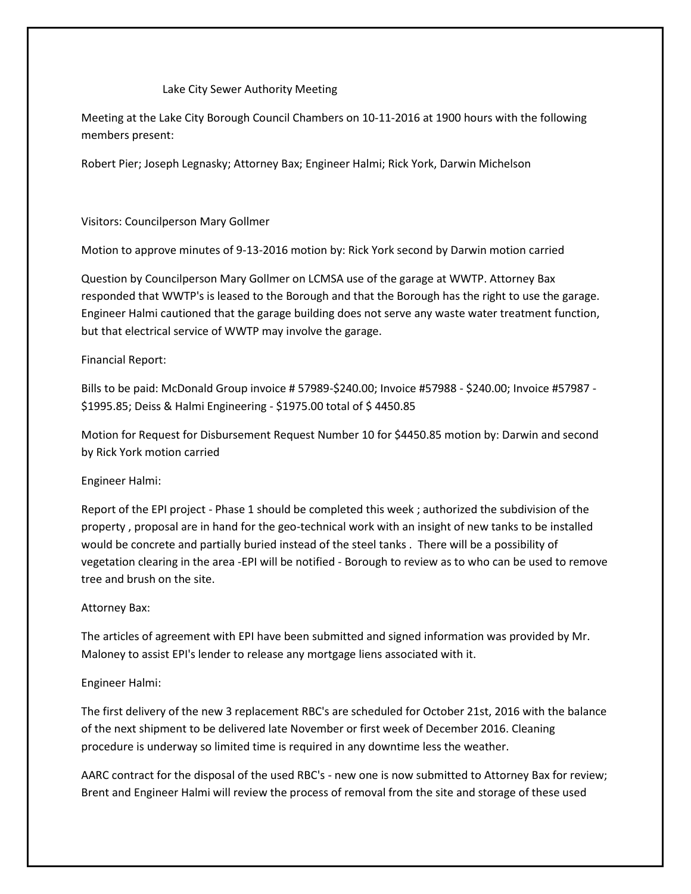Lake City Sewer Authority Meeting

Meeting at the Lake City Borough Council Chambers on 10-11-2016 at 1900 hours with the following members present:

Robert Pier; Joseph Legnasky; Attorney Bax; Engineer Halmi; Rick York, Darwin Michelson

Visitors: Councilperson Mary Gollmer

Motion to approve minutes of 9-13-2016 motion by: Rick York second by Darwin motion carried

Question by Councilperson Mary Gollmer on LCMSA use of the garage at WWTP. Attorney Bax responded that WWTP's is leased to the Borough and that the Borough has the right to use the garage. Engineer Halmi cautioned that the garage building does not serve any waste water treatment function, but that electrical service of WWTP may involve the garage.

Financial Report:

Bills to be paid: McDonald Group invoice # 57989-$240.00; Invoice #57988 - $240.00; Invoice #57987 - $1995.85; Deiss & Halmi Engineering - $1975.00 total of $ 4450.85

Motion for Request for Disbursement Request Number 10 for $4450.85 motion by: Darwin and second by Rick York motion carried

Engineer Halmi:

Report of the EPI project - Phase 1 should be completed this week ; authorized the subdivision of the property , proposal are in hand for the geo-technical work with an insight of new tanks to be installed would be concrete and partially buried instead of the steel tanks . There will be a possibility of vegetation clearing in the area -EPI will be notified - Borough to review as to who can be used to remove tree and brush on the site.

Attorney Bax:

The articles of agreement with EPI have been submitted and signed information was provided by Mr. Maloney to assist EPI's lender to release any mortgage liens associated with it.

Engineer Halmi:

The first delivery of the new 3 replacement RBC's are scheduled for October 21st, 2016 with the balance of the next shipment to be delivered late November or first week of December 2016. Cleaning procedure is underway so limited time is required in any downtime less the weather.

AARC contract for the disposal of the used RBC's - new one is now submitted to Attorney Bax for review; Brent and Engineer Halmi will review the process of removal from the site and storage of these used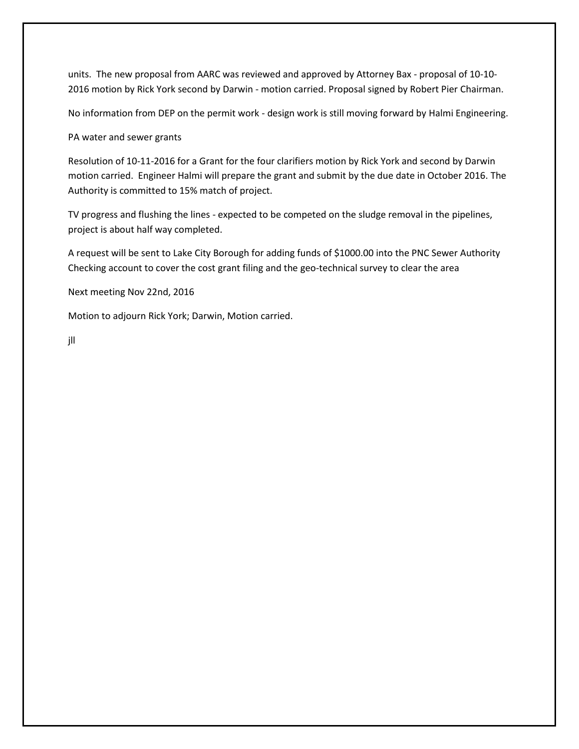units. The new proposal from AARC was reviewed and approved by Attorney Bax - proposal of 10-10-2016 motion by Rick York second by Darwin - motion carried. Proposal signed by Robert Pier Chairman.

No information from DEP on the permit work - design work is still moving forward by Halmi Engineering.

PA water and sewer grants

Resolution of 10-11-2016 for a Grant for the four clarifiers motion by Rick York and second by Darwin motion carried. Engineer Halmi will prepare the grant and submit by the due date in October 2016. The Authority is committed to 15% match of project.

TV progress and flushing the lines - expected to be competed on the sludge removal in the pipelines, project is about half way completed.

A request will be sent to Lake City Borough for adding funds of $1000.00 into the PNC Sewer Authority Checking account to cover the cost grant filing and the geo-technical survey to clear the area

Next meeting Nov 22nd, 2016

Motion to adjourn Rick York; Darwin, Motion carried.

jll